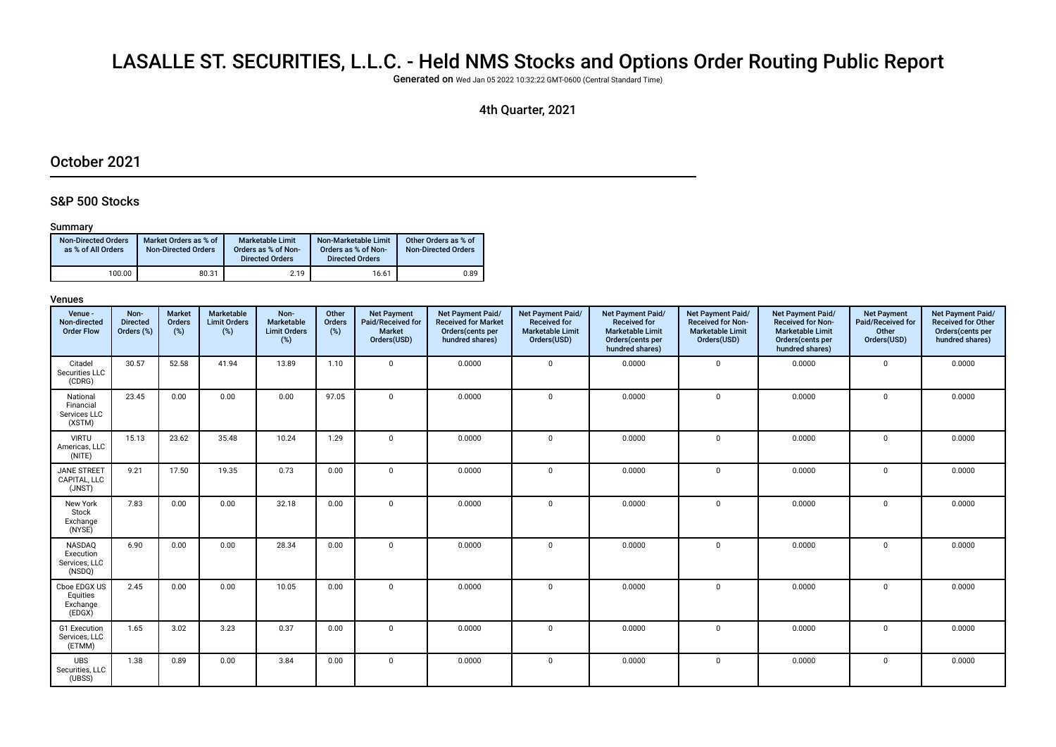# LASALLE ST. SECURITIES, L.L.C. - Held NMS Stocks and Options Order Routing Public Report

**Generated on** Wed Jan 05 2022 10:32:22 GMT-0600 (Central Standard Time)

4th Quarter, 2021

## October 2021

### S&P 500 Stocks

#### Summary

| Non-Directed Orders as % of All Orders | Market Orders as % of Non-Directed Orders | Marketable Limit Orders as % of Non-Directed Orders | Non-Marketable Limit Orders as % of Non-Directed Orders | Other Orders as % of Non-Directed Orders |
|---|---|---|---|---|
| 100.00 | 80.31 | 2.19 | 16.61 | 0.89 |

#### Venues

| Venue - Non-directed Order Flow | Non-Directed Orders (%) | Market Orders (%) | Marketable Limit Orders (%) | Non-Marketable Limit Orders (%) | Other Orders (%) | Net Payment Paid/Received for Market Orders(USD) | Net Payment Paid/ Received for Market Orders(cents per hundred shares) | Net Payment Paid/ Received for Marketable Limit Orders(USD) | Net Payment Paid/ Received for Marketable Limit Orders(cents per hundred shares) | Net Payment Paid/ Received for Non-Marketable Limit Orders(USD) | Net Payment Paid/ Received for Non-Marketable Limit Orders(cents per hundred shares) | Net Payment Paid/Received for Other Orders(USD) | Net Payment Paid/ Received for Other Orders(cents per hundred shares) |
|---|---|---|---|---|---|---|---|---|---|---|---|---|---|
| Citadel Securities LLC (CDRG) | 30.57 | 52.58 | 41.94 | 13.89 | 1.10 | 0 | 0.0000 | 0 | 0.0000 | 0 | 0.0000 | 0 | 0.0000 |
| National Financial Services LLC (XSTM) | 23.45 | 0.00 | 0.00 | 0.00 | 97.05 | 0 | 0.0000 | 0 | 0.0000 | 0 | 0.0000 | 0 | 0.0000 |
| VIRTU Americas, LLC (NITE) | 15.13 | 23.62 | 35.48 | 10.24 | 1.29 | 0 | 0.0000 | 0 | 0.0000 | 0 | 0.0000 | 0 | 0.0000 |
| JANE STREET CAPITAL, LLC (JNST) | 9.21 | 17.50 | 19.35 | 0.73 | 0.00 | 0 | 0.0000 | 0 | 0.0000 | 0 | 0.0000 | 0 | 0.0000 |
| New York Stock Exchange (NYSE) | 7.83 | 0.00 | 0.00 | 32.18 | 0.00 | 0 | 0.0000 | 0 | 0.0000 | 0 | 0.0000 | 0 | 0.0000 |
| NASDAQ Execution Services, LLC (NSDQ) | 6.90 | 0.00 | 0.00 | 28.34 | 0.00 | 0 | 0.0000 | 0 | 0.0000 | 0 | 0.0000 | 0 | 0.0000 |
| Cboe EDGX US Equities Exchange (EDGX) | 2.45 | 0.00 | 0.00 | 10.05 | 0.00 | 0 | 0.0000 | 0 | 0.0000 | 0 | 0.0000 | 0 | 0.0000 |
| G1 Execution Services, LLC (ETMM) | 1.65 | 3.02 | 3.23 | 0.37 | 0.00 | 0 | 0.0000 | 0 | 0.0000 | 0 | 0.0000 | 0 | 0.0000 |
| UBS Securities, LLC (UBSS) | 1.38 | 0.89 | 0.00 | 3.84 | 0.00 | 0 | 0.0000 | 0 | 0.0000 | 0 | 0.0000 | 0 | 0.0000 |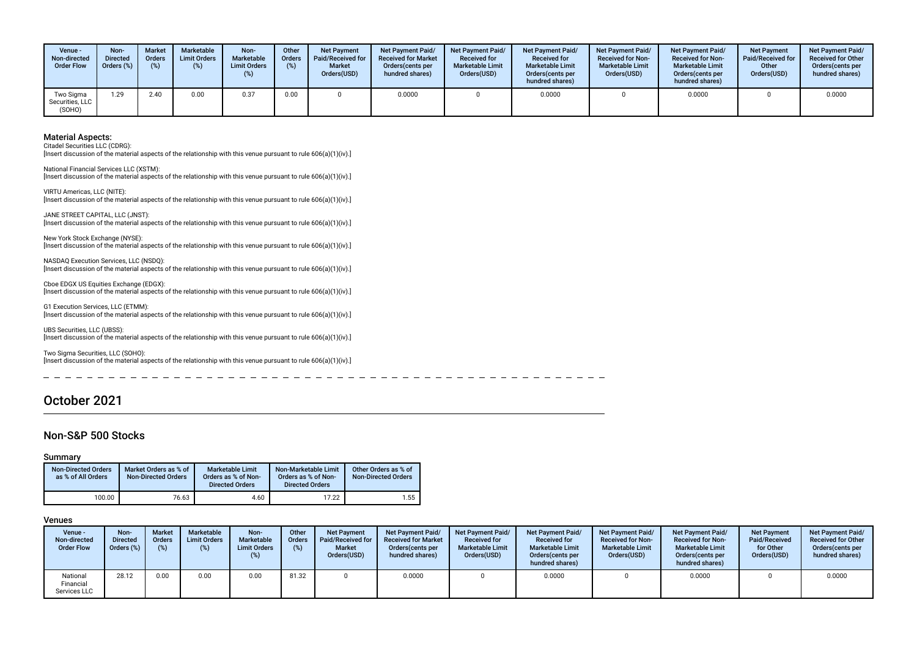| Venue - Non-directed Order Flow | Non-Directed Orders (%) | Market Orders (%) | Marketable Limit Orders (%) | Non-Marketable Limit Orders (%) | Other Orders (%) | Net Payment Paid/Received for Market Orders(USD) | Net Payment Paid/ Received for Market Orders(cents per hundred shares) | Net Payment Paid/ Received for Marketable Limit Orders(USD) | Net Payment Paid/ Received for Marketable Limit Orders(cents per hundred shares) | Net Payment Paid/ Received for Non-Marketable Limit Orders(USD) | Net Payment Paid/ Received for Non-Marketable Limit Orders(cents per hundred shares) | Net Payment Paid/Received for Other Orders(USD) | Net Payment Paid/ Received for Other Orders(cents per hundred shares) |
|---|---|---|---|---|---|---|---|---|---|---|---|---|---|
| Two Sigma Securities, LLC (SOHO) | 1.29 | 2.40 | 0.00 | 0.37 | 0.00 | 0 | 0.0000 | 0 | 0.0000 | 0 | 0.0000 | 0 | 0.0000 |

### Material Aspects:

Citadel Securities LLC (CDRG):
[Insert discussion of the material aspects of the relationship with this venue pursuant to rule 606(a)(1)(iv).]

National Financial Services LLC (XSTM):
[Insert discussion of the material aspects of the relationship with this venue pursuant to rule 606(a)(1)(iv).]

VIRTU Americas, LLC (NITE):
[Insert discussion of the material aspects of the relationship with this venue pursuant to rule 606(a)(1)(iv).]

JANE STREET CAPITAL, LLC (JNST):
[Insert discussion of the material aspects of the relationship with this venue pursuant to rule 606(a)(1)(iv).]

New York Stock Exchange (NYSE):
[Insert discussion of the material aspects of the relationship with this venue pursuant to rule 606(a)(1)(iv).]

NASDAQ Execution Services, LLC (NSDQ):
[Insert discussion of the material aspects of the relationship with this venue pursuant to rule 606(a)(1)(iv).]

Cboe EDGX US Equities Exchange (EDGX):
[Insert discussion of the material aspects of the relationship with this venue pursuant to rule 606(a)(1)(iv).]

G1 Execution Services, LLC (ETMM):
[Insert discussion of the material aspects of the relationship with this venue pursuant to rule 606(a)(1)(iv).]

UBS Securities, LLC (UBSS):
[Insert discussion of the material aspects of the relationship with this venue pursuant to rule 606(a)(1)(iv).]

Two Sigma Securities, LLC (SOHO):
[Insert discussion of the material aspects of the relationship with this venue pursuant to rule 606(a)(1)(iv).]

# October 2021

## Non-S&P 500 Stocks

### Summary

| Non-Directed Orders as % of All Orders | Market Orders as % of Non-Directed Orders | Marketable Limit Orders as % of Non-Directed Orders | Non-Marketable Limit Orders as % of Non-Directed Orders | Other Orders as % of Non-Directed Orders |
|---|---|---|---|---|
| 100.00 | 76.63 | 4.60 | 17.22 | 1.55 |

### Venues

| Venue - Non-directed Order Flow | Non-Directed Orders (%) | Market Orders (%) | Marketable Limit Orders (%) | Non-Marketable Limit Orders (%) | Other Orders (%) | Net Payment Paid/Received for Market Orders(USD) | Net Payment Paid/ Received for Market Orders(cents per hundred shares) | Net Payment Paid/ Received for Marketable Limit Orders(USD) | Net Payment Paid/ Received for Marketable Limit Orders(cents per hundred shares) | Net Payment Paid/ Received for Non-Marketable Limit Orders(USD) | Net Payment Paid/ Received for Non-Marketable Limit Orders(cents per hundred shares) | Net Payment Paid/Received for Other Orders(USD) | Net Payment Paid/ Received for Other Orders(cents per hundred shares) |
|---|---|---|---|---|---|---|---|---|---|---|---|---|---|
| National Financial Services LLC | 28.12 | 0.00 | 0.00 | 0.00 | 81.32 | 0 | 0.0000 | 0 | 0.0000 | 0 | 0.0000 | 0 | 0.0000 |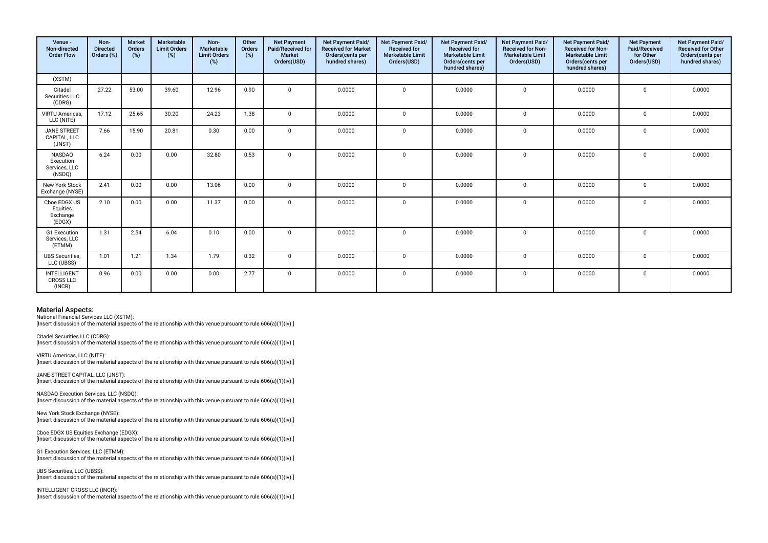| Venue - Non-directed Order Flow | Non-Directed Orders (%) | Market Orders (%) | Marketable Limit Orders (%) | Non-Marketable Limit Orders (%) | Other Orders (%) | Net Payment Paid/Received for Market Orders(USD) | Net Payment Paid/ Received for Market Orders(cents per hundred shares) | Net Payment Paid/ Received for Marketable Limit Orders(USD) | Net Payment Paid/ Received for Marketable Limit Orders(cents per hundred shares) | Net Payment Paid/ Received for Non-Marketable Limit Orders(USD) | Net Payment Paid/ Received for Non-Marketable Limit Orders(cents per hundred shares) | Net Payment Paid/Received for Other Orders(USD) | Net Payment Paid/ Received for Other Orders(cents per hundred shares) |
|---|---|---|---|---|---|---|---|---|---|---|---|---|---|
| (XSTM) | | | | | | | | | | | | | |
| Citadel Securities LLC (CDRG) | 27.22 | 53.00 | 39.60 | 12.96 | 0.90 | 0 | 0.0000 | 0 | 0.0000 | 0 | 0.0000 | 0 | 0.0000 |
| VIRTU Americas, LLC (NITE) | 17.12 | 25.65 | 30.20 | 24.23 | 1.38 | 0 | 0.0000 | 0 | 0.0000 | 0 | 0.0000 | 0 | 0.0000 |
| JANE STREET CAPITAL, LLC (JNST) | 7.66 | 15.90 | 20.81 | 0.30 | 0.00 | 0 | 0.0000 | 0 | 0.0000 | 0 | 0.0000 | 0 | 0.0000 |
| NASDAQ Execution Services, LLC (NSDQ) | 6.24 | 0.00 | 0.00 | 32.80 | 0.53 | 0 | 0.0000 | 0 | 0.0000 | 0 | 0.0000 | 0 | 0.0000 |
| New York Stock Exchange (NYSE) | 2.41 | 0.00 | 0.00 | 13.06 | 0.00 | 0 | 0.0000 | 0 | 0.0000 | 0 | 0.0000 | 0 | 0.0000 |
| Cboe EDGX US Equities Exchange (EDGX) | 2.10 | 0.00 | 0.00 | 11.37 | 0.00 | 0 | 0.0000 | 0 | 0.0000 | 0 | 0.0000 | 0 | 0.0000 |
| G1 Execution Services, LLC (ETMM) | 1.31 | 2.54 | 6.04 | 0.10 | 0.00 | 0 | 0.0000 | 0 | 0.0000 | 0 | 0.0000 | 0 | 0.0000 |
| UBS Securities, LLC (UBSS) | 1.01 | 1.21 | 1.34 | 1.79 | 0.32 | 0 | 0.0000 | 0 | 0.0000 | 0 | 0.0000 | 0 | 0.0000 |
| INTELLIGENT CROSS LLC (INCR) | 0.96 | 0.00 | 0.00 | 0.00 | 2.77 | 0 | 0.0000 | 0 | 0.0000 | 0 | 0.0000 | 0 | 0.0000 |

## Material Aspects:

National Financial Services LLC (XSTM):
[Insert discussion of the material aspects of the relationship with this venue pursuant to rule 606(a)(1)(iv).]

Citadel Securities LLC (CDRG):
[Insert discussion of the material aspects of the relationship with this venue pursuant to rule 606(a)(1)(iv).]

VIRTU Americas, LLC (NITE):
[Insert discussion of the material aspects of the relationship with this venue pursuant to rule 606(a)(1)(iv).]

JANE STREET CAPITAL, LLC (JNST):
[Insert discussion of the material aspects of the relationship with this venue pursuant to rule 606(a)(1)(iv).]

NASDAQ Execution Services, LLC (NSDQ):
[Insert discussion of the material aspects of the relationship with this venue pursuant to rule 606(a)(1)(iv).]

New York Stock Exchange (NYSE):
[Insert discussion of the material aspects of the relationship with this venue pursuant to rule 606(a)(1)(iv).]

Cboe EDGX US Equities Exchange (EDGX):
[Insert discussion of the material aspects of the relationship with this venue pursuant to rule 606(a)(1)(iv).]

G1 Execution Services, LLC (ETMM):
[Insert discussion of the material aspects of the relationship with this venue pursuant to rule 606(a)(1)(iv).]

UBS Securities, LLC (UBSS):
[Insert discussion of the material aspects of the relationship with this venue pursuant to rule 606(a)(1)(iv).]

INTELLIGENT CROSS LLC (INCR):
[Insert discussion of the material aspects of the relationship with this venue pursuant to rule 606(a)(1)(iv).]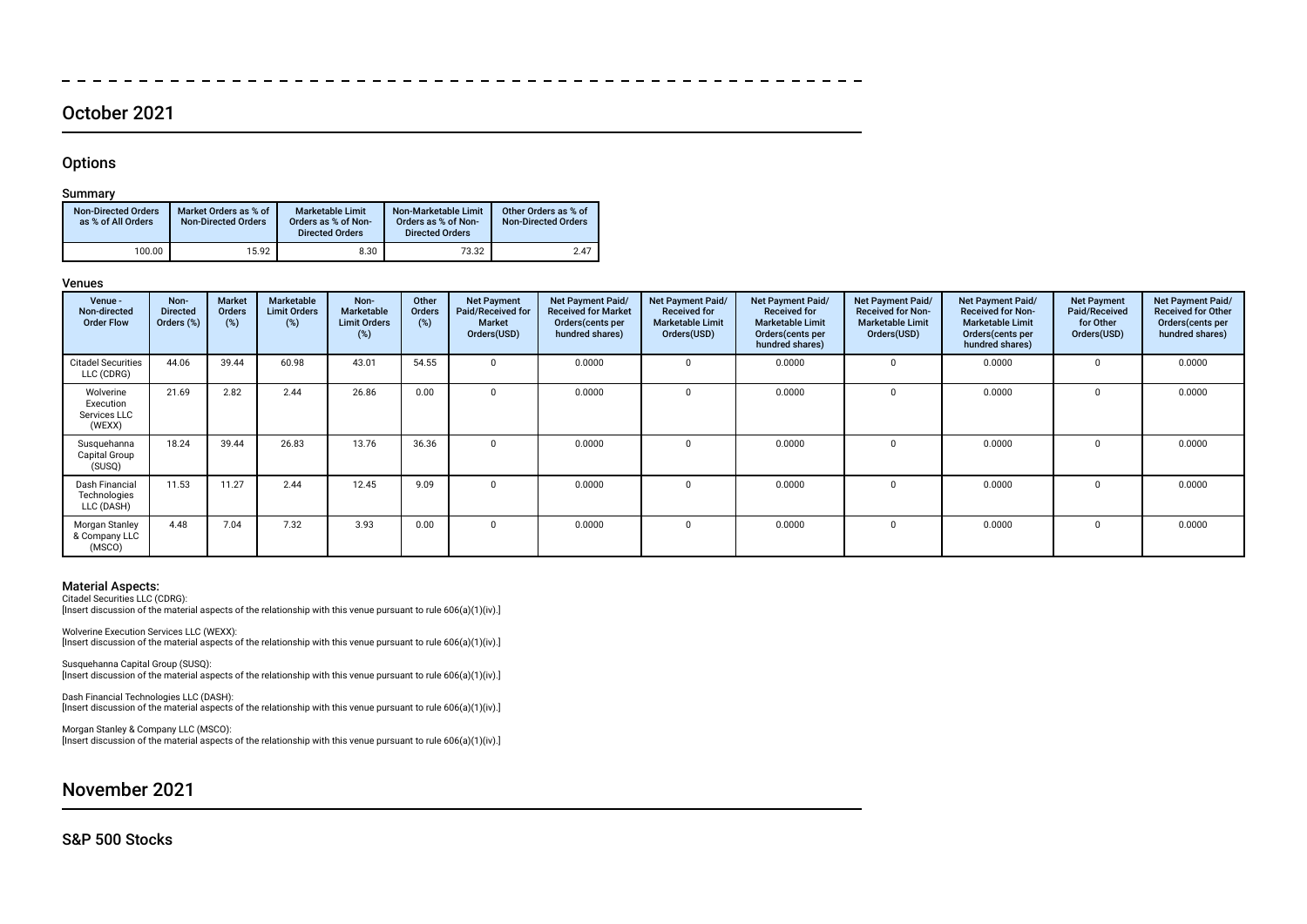## October 2021

### Options

#### Summary

| Non-Directed Orders as % of All Orders | Market Orders as % of Non-Directed Orders | Marketable Limit Orders as % of Non-Directed Orders | Non-Marketable Limit Orders as % of Non-Directed Orders | Other Orders as % of Non-Directed Orders |
|---|---|---|---|---|
| 100.00 | 15.92 | 8.30 | 73.32 | 2.47 |

#### Venues

| Venue - Non-directed Order Flow | Non-Directed Orders (%) | Market Orders (%) | Marketable Limit Orders (%) | Non-Marketable Limit Orders (%) | Other Orders (%) | Net Payment Paid/Received for Market Orders(USD) | Net Payment Paid/ Received for Market Orders(cents per hundred shares) | Net Payment Paid/ Received for Marketable Limit Orders(USD) | Net Payment Paid/ Received for Marketable Limit Orders(cents per hundred shares) | Net Payment Paid/ Received for Non-Marketable Limit Orders(USD) | Net Payment Paid/ Received for Non-Marketable Limit Orders(cents per hundred shares) | Net Payment Paid/Received for Other Orders(USD) | Net Payment Paid/ Received for Other Orders(cents per hundred shares) |
|---|---|---|---|---|---|---|---|---|---|---|---|---|---|
| Citadel Securities LLC (CDRG) | 44.06 | 39.44 | 60.98 | 43.01 | 54.55 | 0 | 0.0000 | 0 | 0.0000 | 0 | 0.0000 | 0 | 0.0000 |
| Wolverine Execution Services LLC (WEXX) | 21.69 | 2.82 | 2.44 | 26.86 | 0.00 | 0 | 0.0000 | 0 | 0.0000 | 0 | 0.0000 | 0 | 0.0000 |
| Susquehanna Capital Group (SUSQ) | 18.24 | 39.44 | 26.83 | 13.76 | 36.36 | 0 | 0.0000 | 0 | 0.0000 | 0 | 0.0000 | 0 | 0.0000 |
| Dash Financial Technologies LLC (DASH) | 11.53 | 11.27 | 2.44 | 12.45 | 9.09 | 0 | 0.0000 | 0 | 0.0000 | 0 | 0.0000 | 0 | 0.0000 |
| Morgan Stanley & Company LLC (MSCO) | 4.48 | 7.04 | 7.32 | 3.93 | 0.00 | 0 | 0.0000 | 0 | 0.0000 | 0 | 0.0000 | 0 | 0.0000 |

#### Material Aspects:

Citadel Securities LLC (CDRG):
[Insert discussion of the material aspects of the relationship with this venue pursuant to rule 606(a)(1)(iv).]

Wolverine Execution Services LLC (WEXX):
[Insert discussion of the material aspects of the relationship with this venue pursuant to rule 606(a)(1)(iv).]

Susquehanna Capital Group (SUSQ):
[Insert discussion of the material aspects of the relationship with this venue pursuant to rule 606(a)(1)(iv).]

Dash Financial Technologies LLC (DASH):
[Insert discussion of the material aspects of the relationship with this venue pursuant to rule 606(a)(1)(iv).]

Morgan Stanley & Company LLC (MSCO):
[Insert discussion of the material aspects of the relationship with this venue pursuant to rule 606(a)(1)(iv).]

## November 2021

### S&P 500 Stocks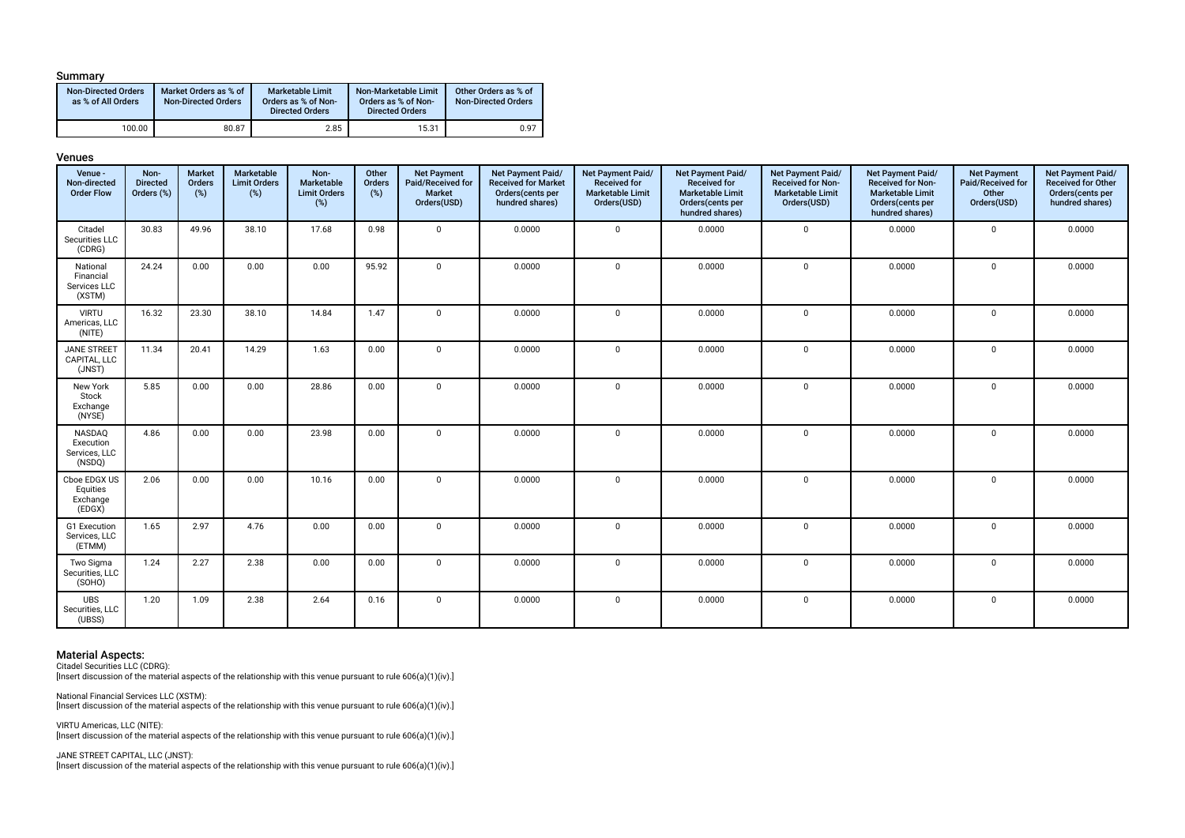### Summary

| Non-Directed Orders as % of All Orders | Market Orders as % of Non-Directed Orders | Marketable Limit Orders as % of Non-Directed Orders | Non-Marketable Limit Orders as % of Non-Directed Orders | Other Orders as % of Non-Directed Orders |
|---|---|---|---|---|
| 100.00 | 80.87 | 2.85 | 15.31 | 0.97 |

### Venues

| Venue - Non-directed Order Flow | Non-Directed Orders (%) | Market Orders (%) | Marketable Limit Orders (%) | Non-Marketable Limit Orders (%) | Other Orders (%) | Net Payment Paid/Received for Market Orders(USD) | Net Payment Paid/Received for Market Orders(cents per hundred shares) | Net Payment Paid/Received for Marketable Limit Orders(USD) | Net Payment Paid/Received for Marketable Limit Orders(cents per hundred shares) | Net Payment Paid/Received for Non-Marketable Limit Orders(USD) | Net Payment Paid/Received for Non-Marketable Limit Orders(cents per hundred shares) | Net Payment Paid/Received for Other Orders(USD) | Net Payment Paid/Received for Other Orders(cents per hundred shares) |
|---|---|---|---|---|---|---|---|---|---|---|---|---|---|
| Citadel Securities LLC (CDRG) | 30.83 | 49.96 | 38.10 | 17.68 | 0.98 | 0 | 0.0000 | 0 | 0.0000 | 0 | 0.0000 | 0 | 0.0000 |
| National Financial Services LLC (XSTM) | 24.24 | 0.00 | 0.00 | 0.00 | 95.92 | 0 | 0.0000 | 0 | 0.0000 | 0 | 0.0000 | 0 | 0.0000 |
| VIRTU Americas, LLC (NITE) | 16.32 | 23.30 | 38.10 | 14.84 | 1.47 | 0 | 0.0000 | 0 | 0.0000 | 0 | 0.0000 | 0 | 0.0000 |
| JANE STREET CAPITAL, LLC (JNST) | 11.34 | 20.41 | 14.29 | 1.63 | 0.00 | 0 | 0.0000 | 0 | 0.0000 | 0 | 0.0000 | 0 | 0.0000 |
| New York Stock Exchange (NYSE) | 5.85 | 0.00 | 0.00 | 28.86 | 0.00 | 0 | 0.0000 | 0 | 0.0000 | 0 | 0.0000 | 0 | 0.0000 |
| NASDAQ Execution Services, LLC (NSDQ) | 4.86 | 0.00 | 0.00 | 23.98 | 0.00 | 0 | 0.0000 | 0 | 0.0000 | 0 | 0.0000 | 0 | 0.0000 |
| Cboe EDGX US Equities Exchange (EDGX) | 2.06 | 0.00 | 0.00 | 10.16 | 0.00 | 0 | 0.0000 | 0 | 0.0000 | 0 | 0.0000 | 0 | 0.0000 |
| G1 Execution Services, LLC (ETMM) | 1.65 | 2.97 | 4.76 | 0.00 | 0.00 | 0 | 0.0000 | 0 | 0.0000 | 0 | 0.0000 | 0 | 0.0000 |
| Two Sigma Securities, LLC (SOHO) | 1.24 | 2.27 | 2.38 | 0.00 | 0.00 | 0 | 0.0000 | 0 | 0.0000 | 0 | 0.0000 | 0 | 0.0000 |
| UBS Securities, LLC (UBSS) | 1.20 | 1.09 | 2.38 | 2.64 | 0.16 | 0 | 0.0000 | 0 | 0.0000 | 0 | 0.0000 | 0 | 0.0000 |

### Material Aspects:

Citadel Securities LLC (CDRG):
[Insert discussion of the material aspects of the relationship with this venue pursuant to rule 606(a)(1)(iv).]

National Financial Services LLC (XSTM):
[Insert discussion of the material aspects of the relationship with this venue pursuant to rule 606(a)(1)(iv).]

VIRTU Americas, LLC (NITE):
[Insert discussion of the material aspects of the relationship with this venue pursuant to rule 606(a)(1)(iv).]

JANE STREET CAPITAL, LLC (JNST):
[Insert discussion of the material aspects of the relationship with this venue pursuant to rule 606(a)(1)(iv).]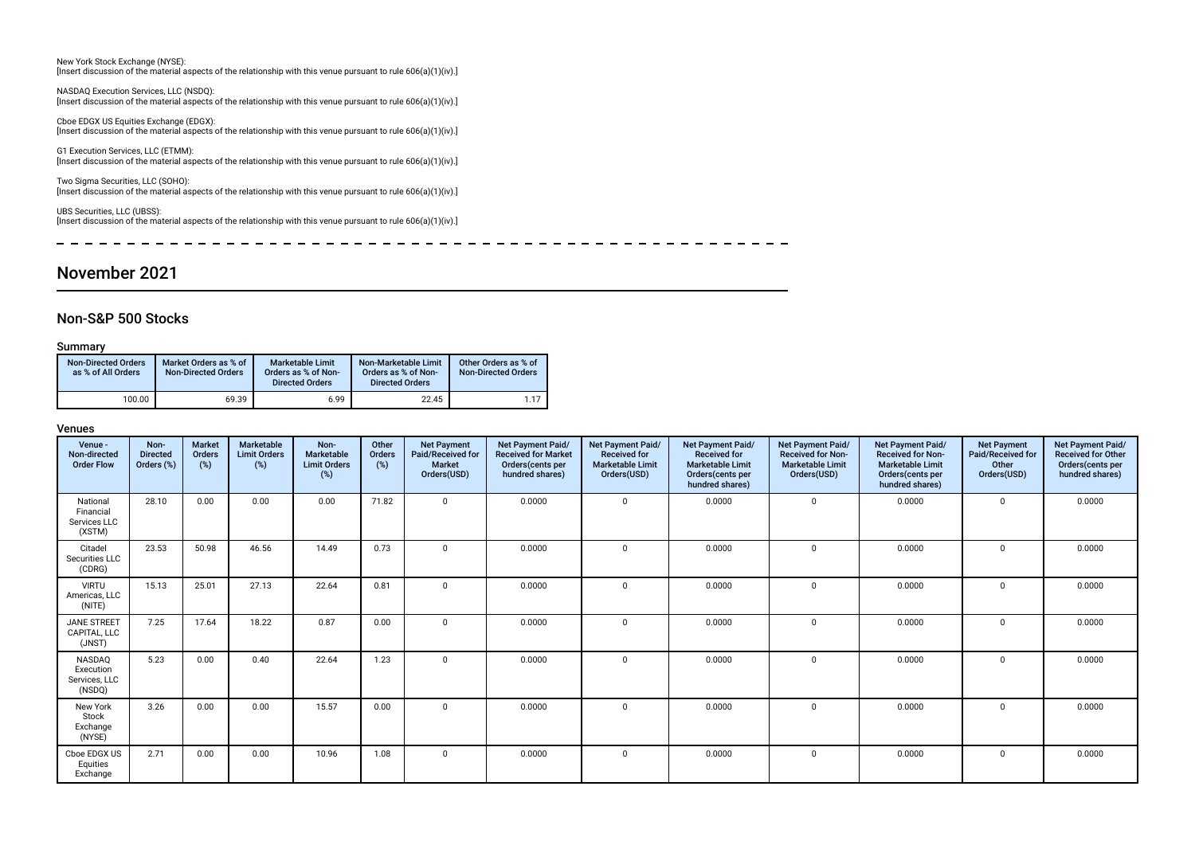New York Stock Exchange (NYSE):
[Insert discussion of the material aspects of the relationship with this venue pursuant to rule 606(a)(1)(iv).]

NASDAQ Execution Services, LLC (NSDQ):
[Insert discussion of the material aspects of the relationship with this venue pursuant to rule 606(a)(1)(iv).]

Cboe EDGX US Equities Exchange (EDGX):
[Insert discussion of the material aspects of the relationship with this venue pursuant to rule 606(a)(1)(iv).]

G1 Execution Services, LLC (ETMM):
[Insert discussion of the material aspects of the relationship with this venue pursuant to rule 606(a)(1)(iv).]

Two Sigma Securities, LLC (SOHO):
[Insert discussion of the material aspects of the relationship with this venue pursuant to rule 606(a)(1)(iv).]

UBS Securities, LLC (UBSS):
[Insert discussion of the material aspects of the relationship with this venue pursuant to rule 606(a)(1)(iv).]

# November 2021

## Non-S&P 500 Stocks

### Summary

| Non-Directed Orders as % of All Orders | Market Orders as % of Non-Directed Orders | Marketable Limit Orders as % of Non-Directed Orders | Non-Marketable Limit Orders as % of Non-Directed Orders | Other Orders as % of Non-Directed Orders |
|---|---|---|---|---|
| 100.00 | 69.39 | 6.99 | 22.45 | 1.17 |

### Venues

| Venue - Non-directed Order Flow | Non-Directed Orders (%) | Market Orders (%) | Marketable Limit Orders (%) | Non-Marketable Limit Orders (%) | Other Orders (%) | Net Payment Paid/Received for Market Orders(USD) | Net Payment Paid/ Received for Market Orders(cents per hundred shares) | Net Payment Paid/ Received for Marketable Limit Orders(USD) | Net Payment Paid/ Received for Marketable Limit Orders(cents per hundred shares) | Net Payment Paid/ Received for Non-Marketable Limit Orders(USD) | Net Payment Paid/ Received for Non-Marketable Limit Orders(cents per hundred shares) | Net Payment Paid/Received for Other Orders(USD) | Net Payment Paid/ Received for Other Orders(cents per hundred shares) |
|---|---|---|---|---|---|---|---|---|---|---|---|---|---|
| National Financial Services LLC (XSTM) | 28.10 | 0.00 | 0.00 | 0.00 | 71.82 | 0 | 0.0000 | 0 | 0.0000 | 0 | 0.0000 | 0 | 0.0000 |
| Citadel Securities LLC (CDRG) | 23.53 | 50.98 | 46.56 | 14.49 | 0.73 | 0 | 0.0000 | 0 | 0.0000 | 0 | 0.0000 | 0 | 0.0000 |
| VIRTU Americas, LLC (NITE) | 15.13 | 25.01 | 27.13 | 22.64 | 0.81 | 0 | 0.0000 | 0 | 0.0000 | 0 | 0.0000 | 0 | 0.0000 |
| JANE STREET CAPITAL, LLC (JNST) | 7.25 | 17.64 | 18.22 | 0.87 | 0.00 | 0 | 0.0000 | 0 | 0.0000 | 0 | 0.0000 | 0 | 0.0000 |
| NASDAQ Execution Services, LLC (NSDQ) | 5.23 | 0.00 | 0.40 | 22.64 | 1.23 | 0 | 0.0000 | 0 | 0.0000 | 0 | 0.0000 | 0 | 0.0000 |
| New York Stock Exchange (NYSE) | 3.26 | 0.00 | 0.00 | 15.57 | 0.00 | 0 | 0.0000 | 0 | 0.0000 | 0 | 0.0000 | 0 | 0.0000 |
| Cboe EDGX US Equities Exchange | 2.71 | 0.00 | 0.00 | 10.96 | 1.08 | 0 | 0.0000 | 0 | 0.0000 | 0 | 0.0000 | 0 | 0.0000 |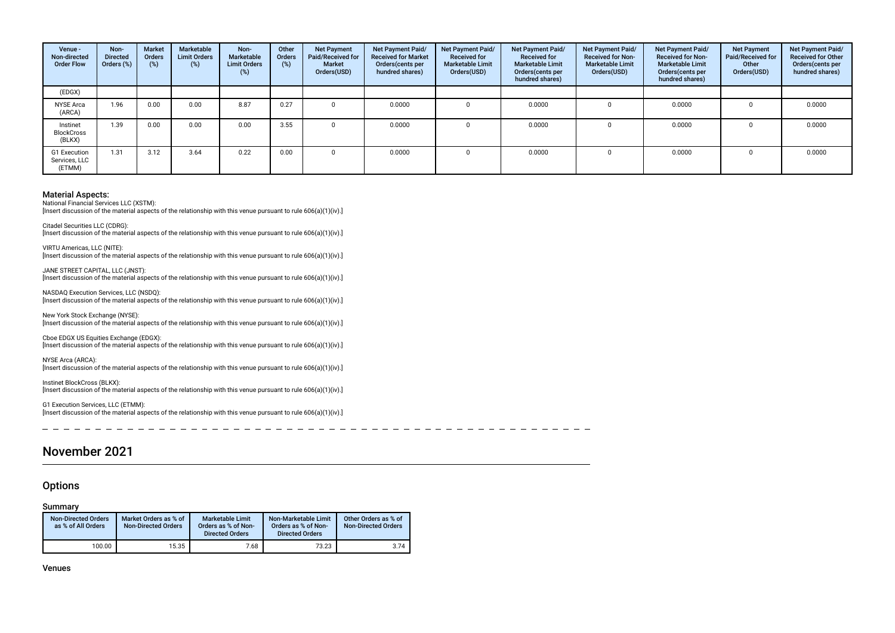| Venue - Non-directed Order Flow | Non-Directed Orders (%) | Market Orders (%) | Marketable Limit Orders (%) | Non-Marketable Limit Orders (%) | Other Orders (%) | Net Payment Paid/Received for Market Orders(USD) | Net Payment Paid/ Received for Market Orders(cents per hundred shares) | Net Payment Paid/ Received for Marketable Limit Orders(USD) | Net Payment Paid/ Received for Marketable Limit Orders(cents per hundred shares) | Net Payment Paid/ Received for Non-Marketable Limit Orders(USD) | Net Payment Paid/ Received for Non-Marketable Limit Orders(cents per hundred shares) | Net Payment Paid/Received for Other Orders(USD) | Net Payment Paid/ Received for Other Orders(cents per hundred shares) |
|---|---|---|---|---|---|---|---|---|---|---|---|---|---|
| (EDGX) | | | | | | | | | | | | | |
| NYSE Arca (ARCA) | 1.96 | 0.00 | 0.00 | 8.87 | 0.27 | 0 | 0.0000 | 0 | 0.0000 | 0 | 0.0000 | 0 | 0.0000 |
| Instinet BlockCross (BLKX) | 1.39 | 0.00 | 0.00 | 0.00 | 3.55 | 0 | 0.0000 | 0 | 0.0000 | 0 | 0.0000 | 0 | 0.0000 |
| G1 Execution Services, LLC (ETMM) | 1.31 | 3.12 | 3.64 | 0.22 | 0.00 | 0 | 0.0000 | 0 | 0.0000 | 0 | 0.0000 | 0 | 0.0000 |

### Material Aspects:

National Financial Services LLC (XSTM):
[Insert discussion of the material aspects of the relationship with this venue pursuant to rule 606(a)(1)(iv).]

Citadel Securities LLC (CDRG):
[Insert discussion of the material aspects of the relationship with this venue pursuant to rule 606(a)(1)(iv).]

VIRTU Americas, LLC (NITE):
[Insert discussion of the material aspects of the relationship with this venue pursuant to rule 606(a)(1)(iv).]

JANE STREET CAPITAL, LLC (JNST):
[Insert discussion of the material aspects of the relationship with this venue pursuant to rule 606(a)(1)(iv).]

NASDAQ Execution Services, LLC (NSDQ):
[Insert discussion of the material aspects of the relationship with this venue pursuant to rule 606(a)(1)(iv).]

New York Stock Exchange (NYSE):
[Insert discussion of the material aspects of the relationship with this venue pursuant to rule 606(a)(1)(iv).]

Cboe EDGX US Equities Exchange (EDGX):
[Insert discussion of the material aspects of the relationship with this venue pursuant to rule 606(a)(1)(iv).]

NYSE Arca (ARCA):
[Insert discussion of the material aspects of the relationship with this venue pursuant to rule 606(a)(1)(iv).]

Instinet BlockCross (BLKX):
[Insert discussion of the material aspects of the relationship with this venue pursuant to rule 606(a)(1)(iv).]

G1 Execution Services, LLC (ETMM):
[Insert discussion of the material aspects of the relationship with this venue pursuant to rule 606(a)(1)(iv).]

# November 2021

## Options

### Summary

| Non-Directed Orders as % of All Orders | Market Orders as % of Non-Directed Orders | Marketable Limit Orders as % of Non-Directed Orders | Non-Marketable Limit Orders as % of Non-Directed Orders | Other Orders as % of Non-Directed Orders |
|---|---|---|---|---|
| 100.00 | 15.35 | 7.68 | 73.23 | 3.74 |

### Venues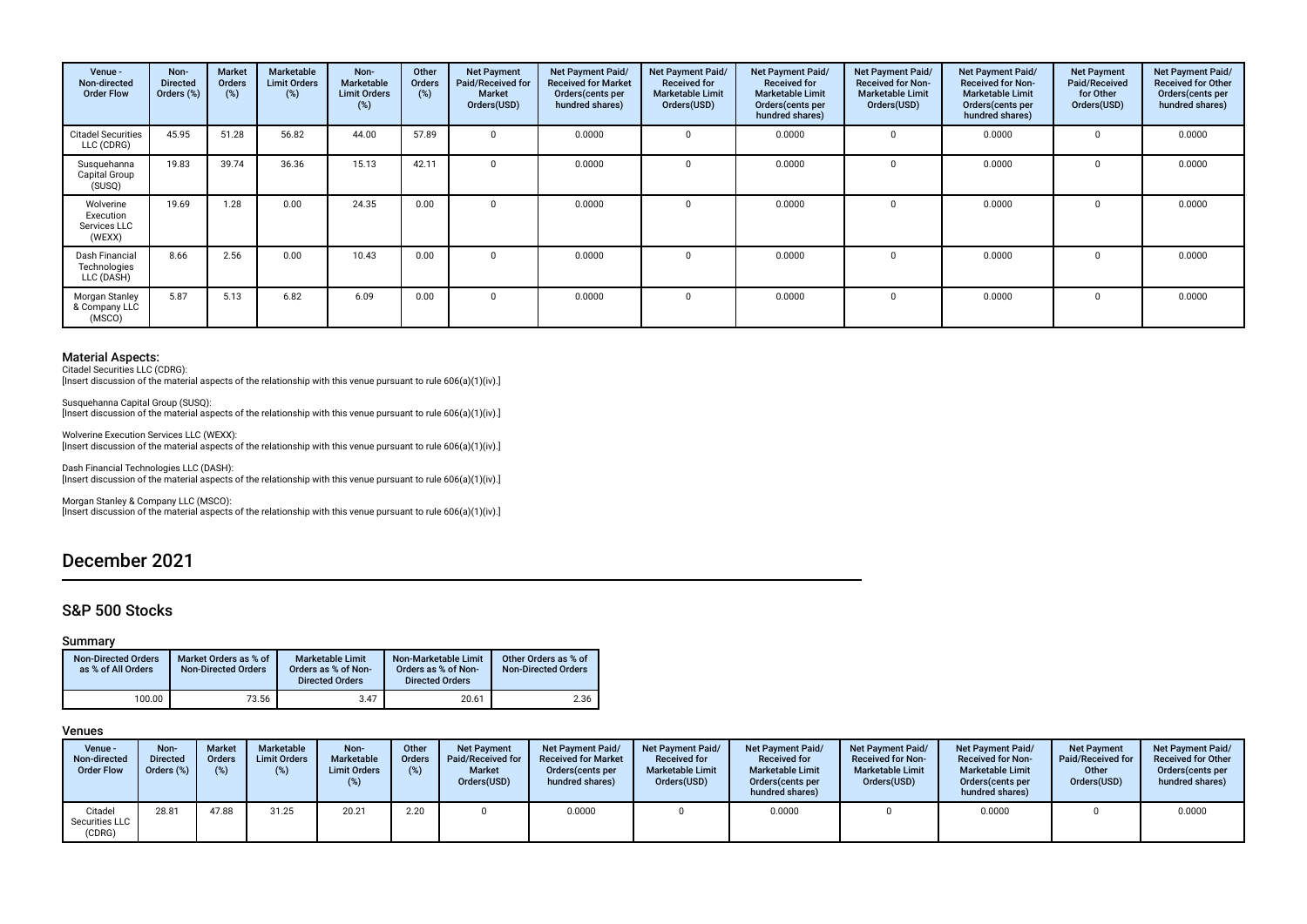| Venue - Non-directed Order Flow | Non-Directed Orders (%) | Market Orders (%) | Marketable Limit Orders (%) | Non-Marketable Limit Orders (%) | Other Orders (%) | Net Payment Paid/Received for Market Orders(USD) | Net Payment Paid/Received for Market Orders(cents per hundred shares) | Net Payment Paid/Received for Marketable Limit Orders(USD) | Net Payment Paid/Received for Marketable Limit Orders(cents per hundred shares) | Net Payment Paid/Received for Non-Marketable Limit Orders(USD) | Net Payment Paid/Received for Non-Marketable Limit Orders(cents per hundred shares) | Net Payment Paid/Received for Other Orders(USD) | Net Payment Paid/Received for Other Orders(cents per hundred shares) |
|---|---|---|---|---|---|---|---|---|---|---|---|---|---|
| Citadel Securities LLC (CDRG) | 45.95 | 51.28 | 56.82 | 44.00 | 57.89 | 0 | 0.0000 | 0 | 0.0000 | 0 | 0.0000 | 0 | 0.0000 |
| Susquehanna Capital Group (SUSQ) | 19.83 | 39.74 | 36.36 | 15.13 | 42.11 | 0 | 0.0000 | 0 | 0.0000 | 0 | 0.0000 | 0 | 0.0000 |
| Wolverine Execution Services LLC (WEXX) | 19.69 | 1.28 | 0.00 | 24.35 | 0.00 | 0 | 0.0000 | 0 | 0.0000 | 0 | 0.0000 | 0 | 0.0000 |
| Dash Financial Technologies LLC (DASH) | 8.66 | 2.56 | 0.00 | 10.43 | 0.00 | 0 | 0.0000 | 0 | 0.0000 | 0 | 0.0000 | 0 | 0.0000 |
| Morgan Stanley & Company LLC (MSCO) | 5.87 | 5.13 | 6.82 | 6.09 | 0.00 | 0 | 0.0000 | 0 | 0.0000 | 0 | 0.0000 | 0 | 0.0000 |

### Material Aspects:

Citadel Securities LLC (CDRG):
[Insert discussion of the material aspects of the relationship with this venue pursuant to rule 606(a)(1)(iv).]

Susquehanna Capital Group (SUSQ):
[Insert discussion of the material aspects of the relationship with this venue pursuant to rule 606(a)(1)(iv).]

Wolverine Execution Services LLC (WEXX):
[Insert discussion of the material aspects of the relationship with this venue pursuant to rule 606(a)(1)(iv).]

Dash Financial Technologies LLC (DASH):
[Insert discussion of the material aspects of the relationship with this venue pursuant to rule 606(a)(1)(iv).]

Morgan Stanley & Company LLC (MSCO):
[Insert discussion of the material aspects of the relationship with this venue pursuant to rule 606(a)(1)(iv).]

# December 2021

## S&P 500 Stocks

### Summary

| Non-Directed Orders as % of All Orders | Market Orders as % of Non-Directed Orders | Marketable Limit Orders as % of Non-Directed Orders | Non-Marketable Limit Orders as % of Non-Directed Orders | Other Orders as % of Non-Directed Orders |
|---|---|---|---|---|
| 100.00 | 73.56 | 3.47 | 20.61 | 2.36 |

### Venues

| Venue - Non-directed Order Flow | Non-Directed Orders (%) | Market Orders (%) | Marketable Limit Orders (%) | Non-Marketable Limit Orders (%) | Other Orders (%) | Net Payment Paid/Received for Market Orders(USD) | Net Payment Paid/Received for Market Orders(cents per hundred shares) | Net Payment Paid/Received for Marketable Limit Orders(USD) | Net Payment Paid/Received for Marketable Limit Orders(cents per hundred shares) | Net Payment Paid/Received for Non-Marketable Limit Orders(USD) | Net Payment Paid/Received for Non-Marketable Limit Orders(cents per hundred shares) | Net Payment Paid/Received for Other Orders(USD) | Net Payment Paid/Received for Other Orders(cents per hundred shares) |
|---|---|---|---|---|---|---|---|---|---|---|---|---|---|
| Citadel Securities LLC (CDRG) | 28.81 | 47.88 | 31.25 | 20.21 | 2.20 | 0 | 0.0000 | 0 | 0.0000 | 0 | 0.0000 | 0 | 0.0000 |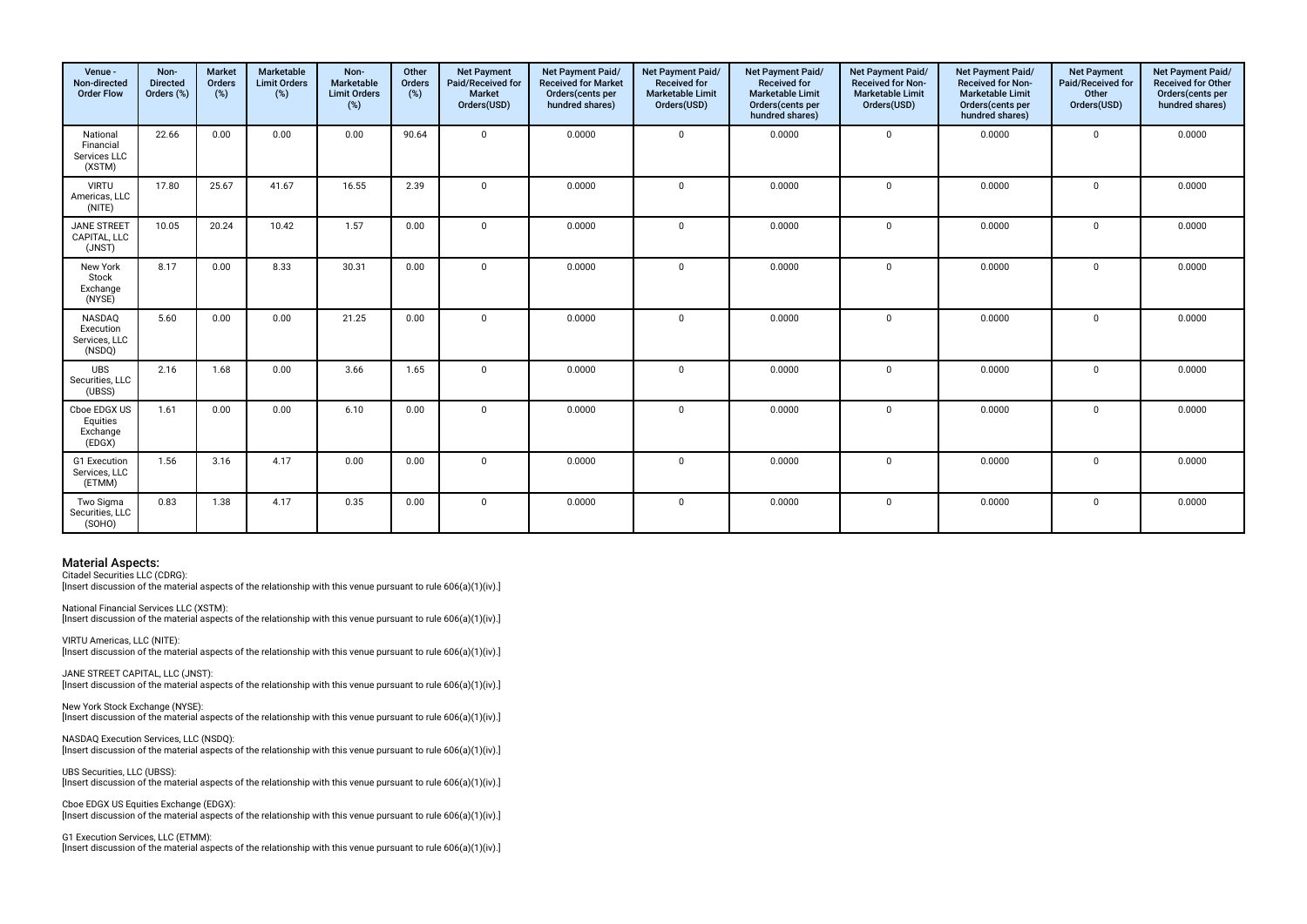| Venue - Non-directed Order Flow | Non-Directed Orders (%) | Market Orders (%) | Marketable Limit Orders (%) | Non-Marketable Limit Orders (%) | Other Orders (%) | Net Payment Paid/Received for Market Orders(USD) | Net Payment Paid/ Received for Market Orders(cents per hundred shares) | Net Payment Paid/ Received for Marketable Limit Orders(USD) | Net Payment Paid/ Received for Marketable Limit Orders(cents per hundred shares) | Net Payment Paid/ Received for Non-Marketable Limit Orders(USD) | Net Payment Paid/ Received for Non-Marketable Limit Orders(cents per hundred shares) | Net Payment Paid/Received for Other Orders(USD) | Net Payment Paid/ Received for Other Orders(cents per hundred shares) |
|---|---|---|---|---|---|---|---|---|---|---|---|---|---|
| National Financial Services LLC (XSTM) | 22.66 | 0.00 | 0.00 | 0.00 | 90.64 | 0 | 0.0000 | 0 | 0.0000 | 0 | 0.0000 | 0 | 0.0000 |
| VIRTU Americas, LLC (NITE) | 17.80 | 25.67 | 41.67 | 16.55 | 2.39 | 0 | 0.0000 | 0 | 0.0000 | 0 | 0.0000 | 0 | 0.0000 |
| JANE STREET CAPITAL, LLC (JNST) | 10.05 | 20.24 | 10.42 | 1.57 | 0.00 | 0 | 0.0000 | 0 | 0.0000 | 0 | 0.0000 | 0 | 0.0000 |
| New York Stock Exchange (NYSE) | 8.17 | 0.00 | 8.33 | 30.31 | 0.00 | 0 | 0.0000 | 0 | 0.0000 | 0 | 0.0000 | 0 | 0.0000 |
| NASDAQ Execution Services, LLC (NSDQ) | 5.60 | 0.00 | 0.00 | 21.25 | 0.00 | 0 | 0.0000 | 0 | 0.0000 | 0 | 0.0000 | 0 | 0.0000 |
| UBS Securities, LLC (UBSS) | 2.16 | 1.68 | 0.00 | 3.66 | 1.65 | 0 | 0.0000 | 0 | 0.0000 | 0 | 0.0000 | 0 | 0.0000 |
| Cboe EDGX US Equities Exchange (EDGX) | 1.61 | 0.00 | 0.00 | 6.10 | 0.00 | 0 | 0.0000 | 0 | 0.0000 | 0 | 0.0000 | 0 | 0.0000 |
| G1 Execution Services, LLC (ETMM) | 1.56 | 3.16 | 4.17 | 0.00 | 0.00 | 0 | 0.0000 | 0 | 0.0000 | 0 | 0.0000 | 0 | 0.0000 |
| Two Sigma Securities, LLC (SOHO) | 0.83 | 1.38 | 4.17 | 0.35 | 0.00 | 0 | 0.0000 | 0 | 0.0000 | 0 | 0.0000 | 0 | 0.0000 |

## Material Aspects:

Citadel Securities LLC (CDRG):
[Insert discussion of the material aspects of the relationship with this venue pursuant to rule 606(a)(1)(iv).]

National Financial Services LLC (XSTM):
[Insert discussion of the material aspects of the relationship with this venue pursuant to rule 606(a)(1)(iv).]

VIRTU Americas, LLC (NITE):
[Insert discussion of the material aspects of the relationship with this venue pursuant to rule 606(a)(1)(iv).]

JANE STREET CAPITAL, LLC (JNST):
[Insert discussion of the material aspects of the relationship with this venue pursuant to rule 606(a)(1)(iv).]

New York Stock Exchange (NYSE):
[Insert discussion of the material aspects of the relationship with this venue pursuant to rule 606(a)(1)(iv).]

NASDAQ Execution Services, LLC (NSDQ):
[Insert discussion of the material aspects of the relationship with this venue pursuant to rule 606(a)(1)(iv).]

UBS Securities, LLC (UBSS):
[Insert discussion of the material aspects of the relationship with this venue pursuant to rule 606(a)(1)(iv).]

Cboe EDGX US Equities Exchange (EDGX):
[Insert discussion of the material aspects of the relationship with this venue pursuant to rule 606(a)(1)(iv).]

G1 Execution Services, LLC (ETMM):
[Insert discussion of the material aspects of the relationship with this venue pursuant to rule 606(a)(1)(iv).]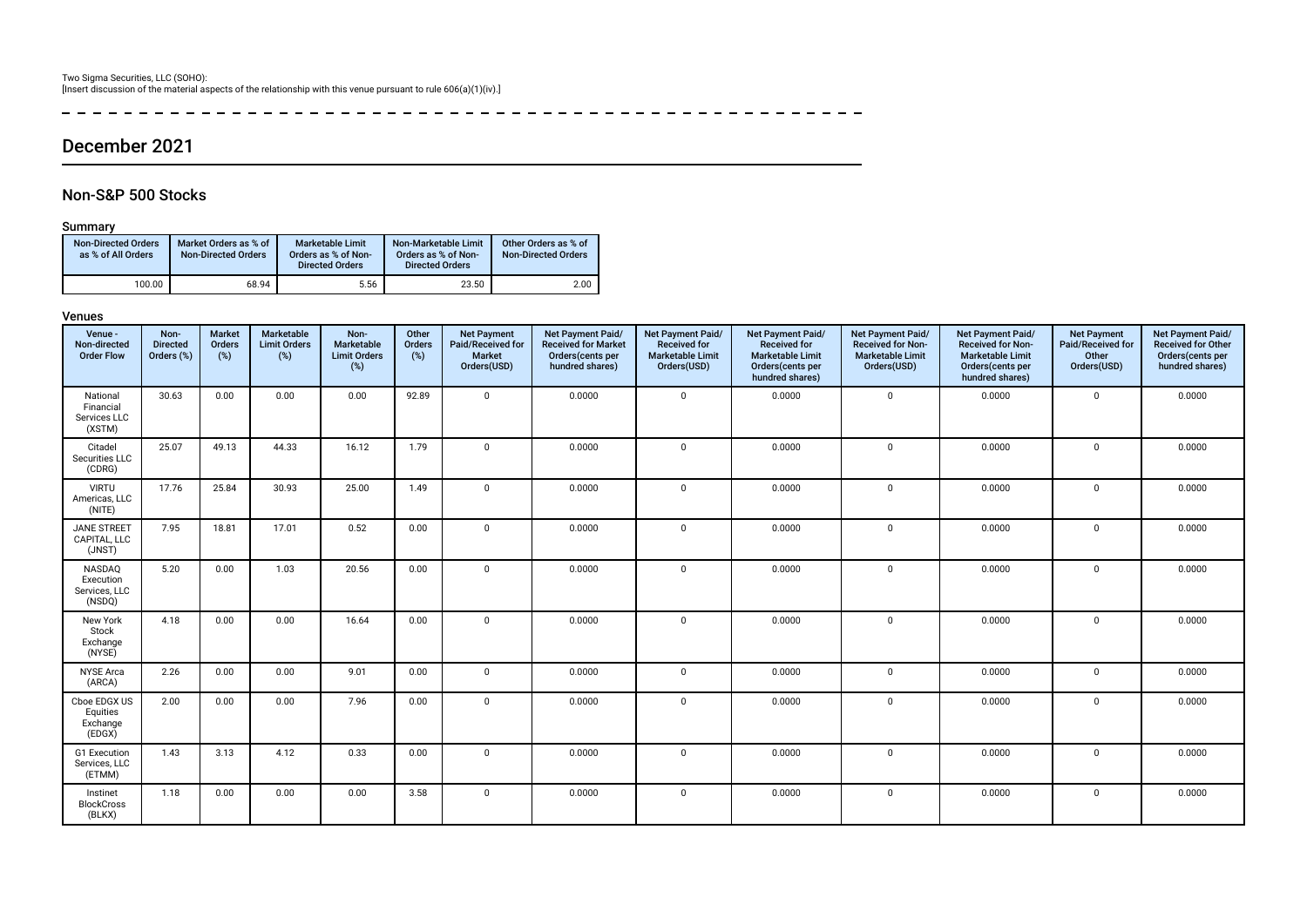Two Sigma Securities, LLC (SOHO):
[Insert discussion of the material aspects of the relationship with this venue pursuant to rule 606(a)(1)(iv).]

---

# December 2021

## Non-S&P 500 Stocks

### Summary

| Non-Directed Orders as % of All Orders | Market Orders as % of Non-Directed Orders | Marketable Limit Orders as % of Non-Directed Orders | Non-Marketable Limit Orders as % of Non-Directed Orders | Other Orders as % of Non-Directed Orders |
|---|---|---|---|---|
| 100.00 | 68.94 | 5.56 | 23.50 | 2.00 |

### Venues

| Venue - Non-directed Order Flow | Non-Directed Orders (%) | Market Orders (%) | Marketable Limit Orders (%) | Non-Marketable Limit Orders (%) | Other Orders (%) | Net Payment Paid/Received for Market Orders(USD) | Net Payment Paid/ Received for Market Orders(cents per hundred shares) | Net Payment Paid/ Received for Marketable Limit Orders(USD) | Net Payment Paid/ Received for Marketable Limit Orders(cents per hundred shares) | Net Payment Paid/ Received for Non-Marketable Limit Orders(USD) | Net Payment Paid/ Received for Non-Marketable Limit Orders(cents per hundred shares) | Net Payment Paid/Received for Other Orders(USD) | Net Payment Paid/ Received for Other Orders(cents per hundred shares) |
|---|---|---|---|---|---|---|---|---|---|---|---|---|---|
| National Financial Services LLC (XSTM) | 30.63 | 0.00 | 0.00 | 0.00 | 92.89 | 0 | 0.0000 | 0 | 0.0000 | 0 | 0.0000 | 0 | 0.0000 |
| Citadel Securities LLC (CDRG) | 25.07 | 49.13 | 44.33 | 16.12 | 1.79 | 0 | 0.0000 | 0 | 0.0000 | 0 | 0.0000 | 0 | 0.0000 |
| VIRTU Americas, LLC (NITE) | 17.76 | 25.84 | 30.93 | 25.00 | 1.49 | 0 | 0.0000 | 0 | 0.0000 | 0 | 0.0000 | 0 | 0.0000 |
| JANE STREET CAPITAL, LLC (JNST) | 7.95 | 18.81 | 17.01 | 0.52 | 0.00 | 0 | 0.0000 | 0 | 0.0000 | 0 | 0.0000 | 0 | 0.0000 |
| NASDAQ Execution Services, LLC (NSDQ) | 5.20 | 0.00 | 1.03 | 20.56 | 0.00 | 0 | 0.0000 | 0 | 0.0000 | 0 | 0.0000 | 0 | 0.0000 |
| New York Stock Exchange (NYSE) | 4.18 | 0.00 | 0.00 | 16.64 | 0.00 | 0 | 0.0000 | 0 | 0.0000 | 0 | 0.0000 | 0 | 0.0000 |
| NYSE Arca (ARCA) | 2.26 | 0.00 | 0.00 | 9.01 | 0.00 | 0 | 0.0000 | 0 | 0.0000 | 0 | 0.0000 | 0 | 0.0000 |
| Cboe EDGX US Equities Exchange (EDGX) | 2.00 | 0.00 | 0.00 | 7.96 | 0.00 | 0 | 0.0000 | 0 | 0.0000 | 0 | 0.0000 | 0 | 0.0000 |
| G1 Execution Services, LLC (ETMM) | 1.43 | 3.13 | 4.12 | 0.33 | 0.00 | 0 | 0.0000 | 0 | 0.0000 | 0 | 0.0000 | 0 | 0.0000 |
| Instinet BlockCross (BLKX) | 1.18 | 0.00 | 0.00 | 0.00 | 3.58 | 0 | 0.0000 | 0 | 0.0000 | 0 | 0.0000 | 0 | 0.0000 |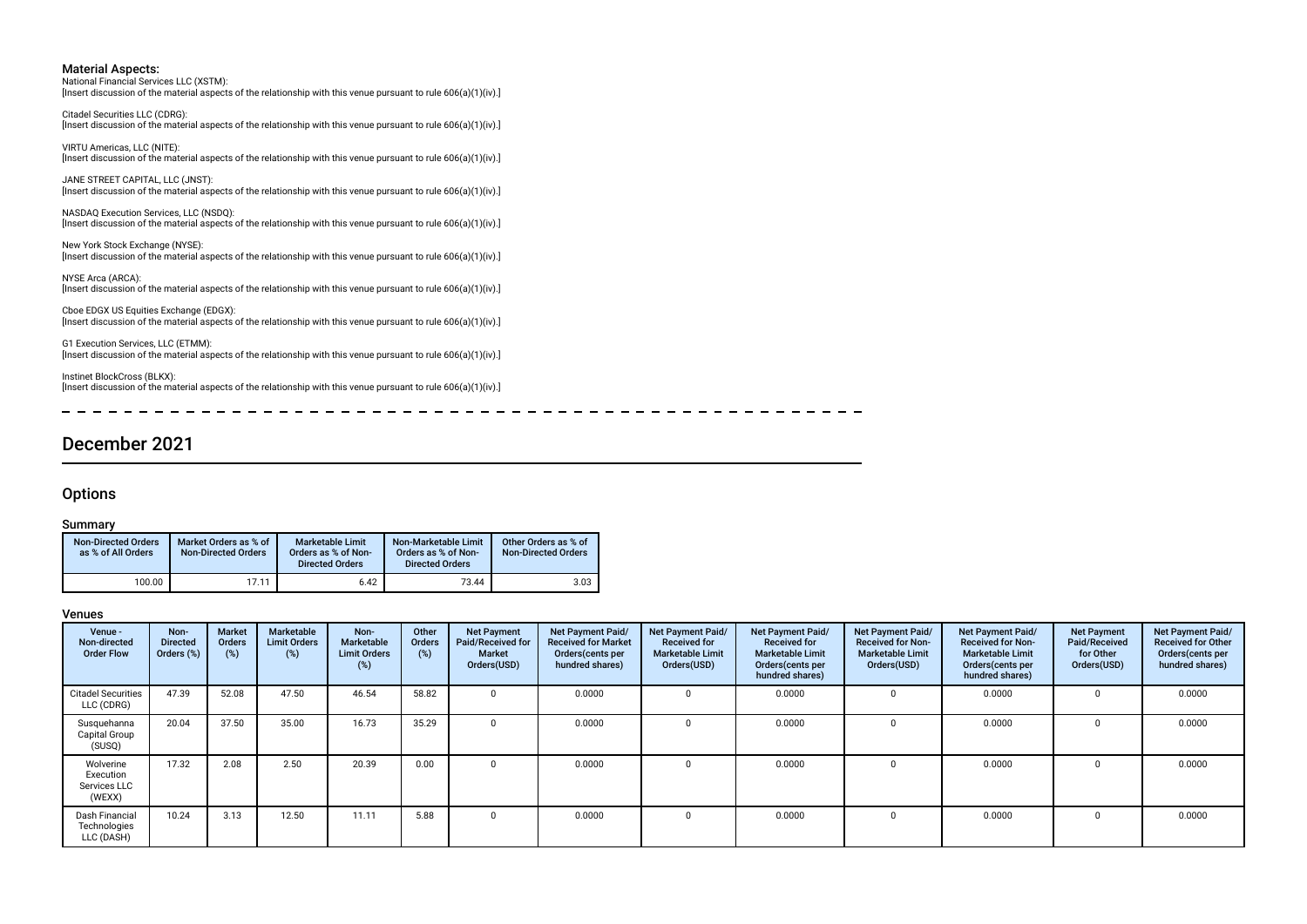### Material Aspects:

National Financial Services LLC (XSTM):
[Insert discussion of the material aspects of the relationship with this venue pursuant to rule 606(a)(1)(iv).]

Citadel Securities LLC (CDRG):
[Insert discussion of the material aspects of the relationship with this venue pursuant to rule 606(a)(1)(iv).]

VIRTU Americas, LLC (NITE):
[Insert discussion of the material aspects of the relationship with this venue pursuant to rule 606(a)(1)(iv).]

JANE STREET CAPITAL, LLC (JNST):
[Insert discussion of the material aspects of the relationship with this venue pursuant to rule 606(a)(1)(iv).]

NASDAQ Execution Services, LLC (NSDQ):
[Insert discussion of the material aspects of the relationship with this venue pursuant to rule 606(a)(1)(iv).]

New York Stock Exchange (NYSE):
[Insert discussion of the material aspects of the relationship with this venue pursuant to rule 606(a)(1)(iv).]

NYSE Arca (ARCA):
[Insert discussion of the material aspects of the relationship with this venue pursuant to rule 606(a)(1)(iv).]

Cboe EDGX US Equities Exchange (EDGX):
[Insert discussion of the material aspects of the relationship with this venue pursuant to rule 606(a)(1)(iv).]

G1 Execution Services, LLC (ETMM):
[Insert discussion of the material aspects of the relationship with this venue pursuant to rule 606(a)(1)(iv).]

Instinet BlockCross (BLKX):
[Insert discussion of the material aspects of the relationship with this venue pursuant to rule 606(a)(1)(iv).]

# December 2021

## Options

### Summary

| Non-Directed Orders as % of All Orders | Market Orders as % of Non-Directed Orders | Marketable Limit Orders as % of Non-Directed Orders | Non-Marketable Limit Orders as % of Non-Directed Orders | Other Orders as % of Non-Directed Orders |
|---|---|---|---|---|
| 100.00 | 17.11 | 6.42 | 73.44 | 3.03 |

### Venues

| Venue - Non-directed Order Flow | Non-Directed Orders (%) | Market Orders (%) | Marketable Limit Orders (%) | Non-Marketable Limit Orders (%) | Other Orders (%) | Net Payment Paid/Received for Market Orders(USD) | Net Payment Paid/Received for Market Orders(cents per hundred shares) | Net Payment Paid/Received for Marketable Limit Orders(USD) | Net Payment Paid/Received for Marketable Limit Orders(cents per hundred shares) | Net Payment Paid/Received for Non-Marketable Limit Orders(USD) | Net Payment Paid/Received for Non-Marketable Limit Orders(cents per hundred shares) | Net Payment Paid/Received for Other Orders(USD) | Net Payment Paid/Received for Other Orders(cents per hundred shares) |
|---|---|---|---|---|---|---|---|---|---|---|---|---|---|
| Citadel Securities LLC (CDRG) | 47.39 | 52.08 | 47.50 | 46.54 | 58.82 | 0 | 0.0000 | 0 | 0.0000 | 0 | 0.0000 | 0 | 0.0000 |
| Susquehanna Capital Group (SUSQ) | 20.04 | 37.50 | 35.00 | 16.73 | 35.29 | 0 | 0.0000 | 0 | 0.0000 | 0 | 0.0000 | 0 | 0.0000 |
| Wolverine Execution Services LLC (WEXX) | 17.32 | 2.08 | 2.50 | 20.39 | 0.00 | 0 | 0.0000 | 0 | 0.0000 | 0 | 0.0000 | 0 | 0.0000 |
| Dash Financial Technologies LLC (DASH) | 10.24 | 3.13 | 12.50 | 11.11 | 5.88 | 0 | 0.0000 | 0 | 0.0000 | 0 | 0.0000 | 0 | 0.0000 |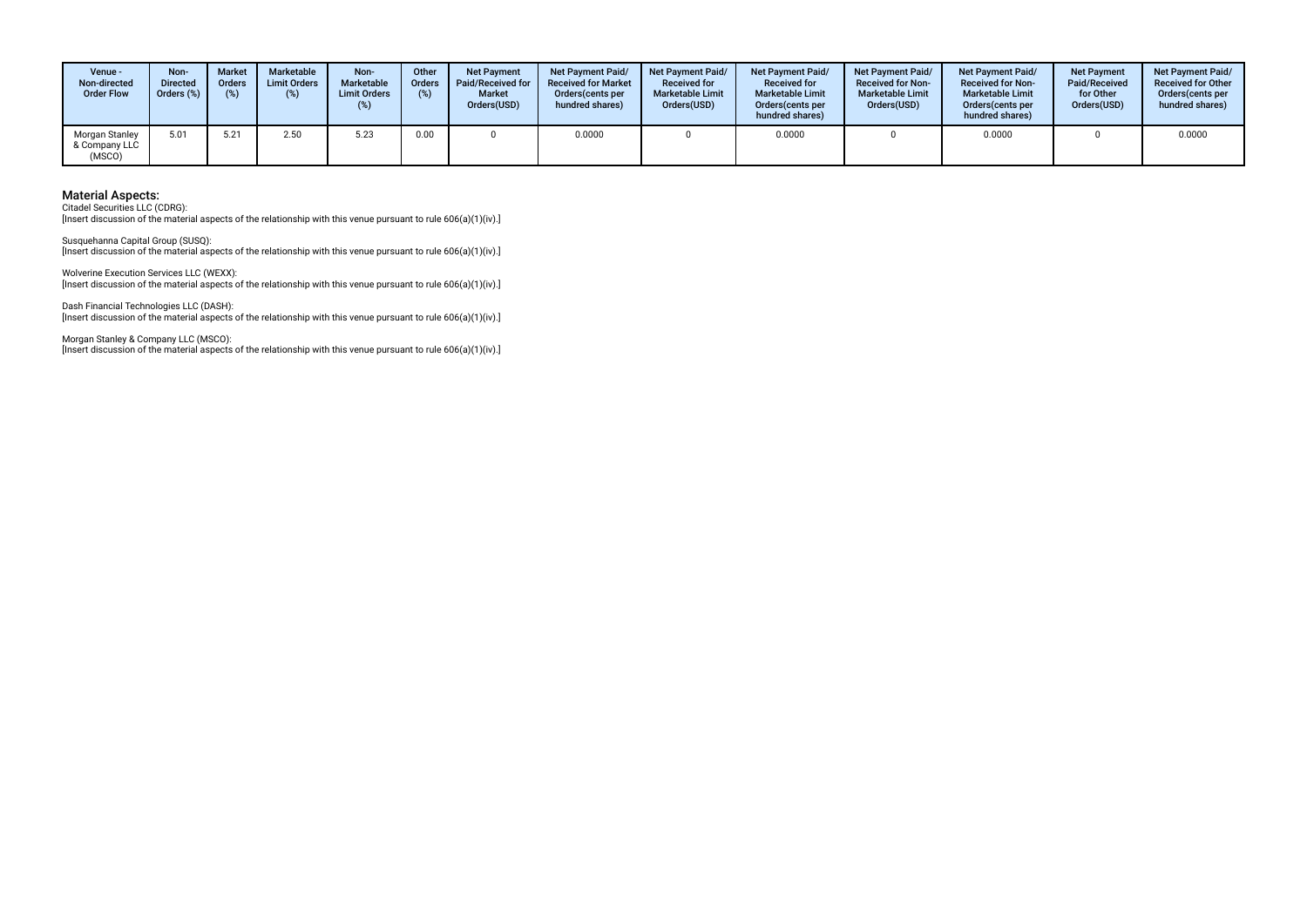| Venue - Non-directed Order Flow | Non-Directed Orders (%) | Market Orders (%) | Marketable Limit Orders (%) | Non-Marketable Limit Orders (%) | Other Orders (%) | Net Payment Paid/Received for Market Orders(USD) | Net Payment Paid/ Received for Market Orders(cents per hundred shares) | Net Payment Paid/ Received for Marketable Limit Orders(USD) | Net Payment Paid/ Received for Marketable Limit Orders(cents per hundred shares) | Net Payment Paid/ Received for Non-Marketable Limit Orders(USD) | Net Payment Paid/ Received for Non-Marketable Limit Orders(cents per hundred shares) | Net Payment Paid/Received for Other Orders(USD) | Net Payment Paid/ Received for Other Orders(cents per hundred shares) |
|---|---|---|---|---|---|---|---|---|---|---|---|---|---|
| Morgan Stanley & Company LLC (MSCO) | 5.01 | 5.21 | 2.50 | 5.23 | 0.00 | 0 | 0.0000 | 0 | 0.0000 | 0 | 0.0000 | 0 | 0.0000 |

## Material Aspects:

Citadel Securities LLC (CDRG):
[Insert discussion of the material aspects of the relationship with this venue pursuant to rule 606(a)(1)(iv).]

Susquehanna Capital Group (SUSQ):
[Insert discussion of the material aspects of the relationship with this venue pursuant to rule 606(a)(1)(iv).]

Wolverine Execution Services LLC (WEXX):
[Insert discussion of the material aspects of the relationship with this venue pursuant to rule 606(a)(1)(iv).]

Dash Financial Technologies LLC (DASH):
[Insert discussion of the material aspects of the relationship with this venue pursuant to rule 606(a)(1)(iv).]

Morgan Stanley & Company LLC (MSCO):
[Insert discussion of the material aspects of the relationship with this venue pursuant to rule 606(a)(1)(iv).]